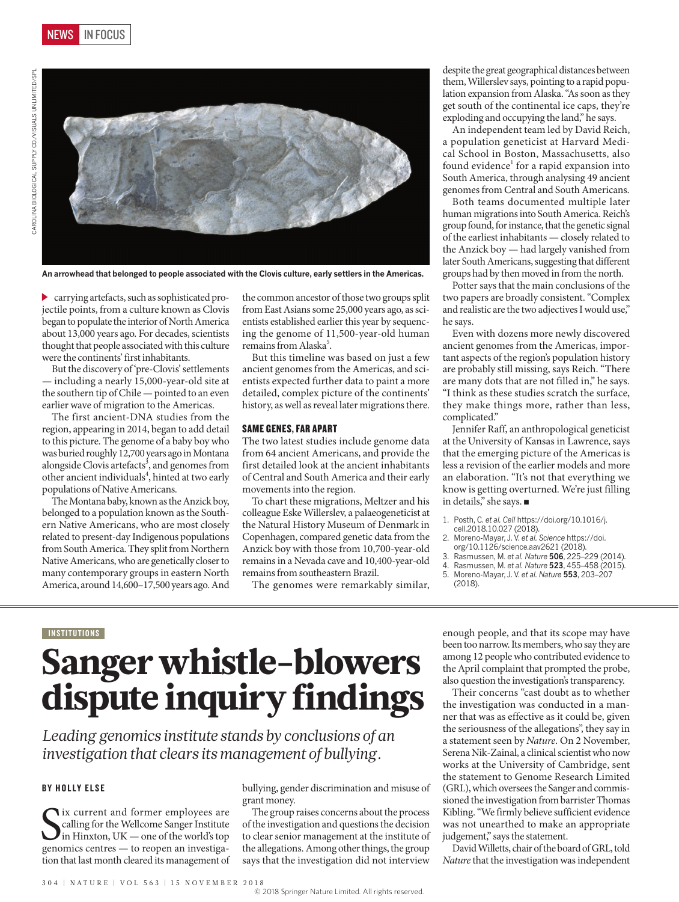An arrowhead that belonged to people associated with the Clovis culture, early settlers in the Americas.

carrying artefacts, such as sophisticated projectile points, from a culture known as Clovis began to populate the interior of North America about 13,000 years ago. For decades, scientists thought that people associated with this culture were the continents' first inhabitants.

But the discovery of 'pre-Clovis' settlements — including a nearly 15,000-year-old site at the southern tip of Chile — pointed to an even earlier wave of migration to the Americas.

The first ancient-DNA studies from the region, appearing in 2014, began to add detail to this picture. The genome of a baby boy who was buried roughly 12,700 years ago in Montana alongside Clovis artefacts[3], and genomes from other ancient individuals[4], hinted at two early populations of Native Americans.

The Montana baby, known as the Anzick boy, belonged to a population known as the Southern Native Americans, who are most closely related to present-day Indigenous populations from South America. They split from Northern Native Americans, who are genetically closer to many contemporary groups in eastern North America, around 14,600–17,500 years ago. And the common ancestor of those two groups split from East Asians some 25,000 years ago, as scientists established earlier this year by sequencing the genome of 11,500-year-old human remains from Alaska[5].

But this timeline was based on just a few ancient genomes from the Americas, and scientists expected further data to paint a more detailed, complex picture of the continents' history, as well as reveal later migrations there.

### SAME GENES, FAR APART

The two latest studies include genome data from 64 ancient Americans, and provide the first detailed look at the ancient inhabitants of Central and South America and their early movements into the region.

To chart these migrations, Meltzer and his colleague Eske Willerslev, a palaeogeneticist at the Natural History Museum of Denmark in Copenhagen, compared genetic data from the Anzick boy with those from 10,700-year-old remains in a Nevada cave and 10,400-year-old remains from southeastern Brazil.

The genomes were remarkably similar, despite the great geographical distances between them, Willerslev says, pointing to a rapid population expansion from Alaska. "As soon as they get south of the continental ice caps, they're exploding and occupying the land," he says.

An independent team led by David Reich, a population geneticist at Harvard Medical School in Boston, Massachusetts, also found evidence[1] for a rapid expansion into South America, through analysing 49 ancient genomes from Central and South Americans.

Both teams documented multiple later human migrations into South America. Reich's group found, for instance, that the genetic signal of the earliest inhabitants — closely related to the Anzick boy — had largely vanished from later South Americans, suggesting that different groups had by then moved in from the north.

Potter says that the main conclusions of the two papers are broadly consistent. "Complex and realistic are the two adjectives I would use," he says.

Even with dozens more newly discovered ancient genomes from the Americas, important aspects of the region's population history are probably still missing, says Reich. "There are many dots that are not filled in," he says. "I think as these studies scratch the surface, they make things more, rather than less, complicated."

Jennifer Raff, an anthropological geneticist at the University of Kansas in Lawrence, says that the emerging picture of the Americas is less a revision of the earlier models and more an elaboration. "It's not that everything we know is getting overturned. We're just filling in details," she says. ■

1. Posth, C. *et al. Cell* https://doi.org/10.1016/j.cell.2018.10.027 (2018).
2. Moreno-Mayar, J. V. *et al. Science* https://doi.org/10.1126/science.aav2621 (2018).
3. Rasmussen, M. *et al. Nature* **506**, 225–229 (2014).
4. Rasmussen, M. *et al. Nature* **523**, 455–458 (2015).
5. Moreno-Mayar, J. V. *et al. Nature* **553**, 203–207 (2018).

INSTITUTIONS

# Sanger whistle-blowers dispute inquiry findings

*Leading genomics institute stands by conclusions of an investigation that clears its management of bullying.*

**BY HOLLY ELSE**

Six current and former employees are calling for the Wellcome Sanger Institute in Hinxton, UK — one of the world's top genomics centres — to reopen an investigation that last month cleared its management of bullying, gender discrimination and misuse of grant money.

The group raises concerns about the process of the investigation and questions the decision to clear senior management at the institute of the allegations. Among other things, the group says that the investigation did not interview enough people, and that its scope may have been too narrow. Its members, who say they are among 12 people who contributed evidence to the April complaint that prompted the probe, also question the investigation's transparency.

Their concerns "cast doubt as to whether the investigation was conducted in a manner that was as effective as it could be, given the seriousness of the allegations", they say in a statement seen by *Nature*. On 2 November, Serena Nik-Zainal, a clinical scientist who now works at the University of Cambridge, sent the statement to Genome Research Limited (GRL), which oversees the Sanger and commissioned the investigation from barrister Thomas Kibling. "We firmly believe sufficient evidence was not unearthed to make an appropriate judgement," says the statement.

David Willetts, chair of the board of GRL, told *Nature* that the investigation was independent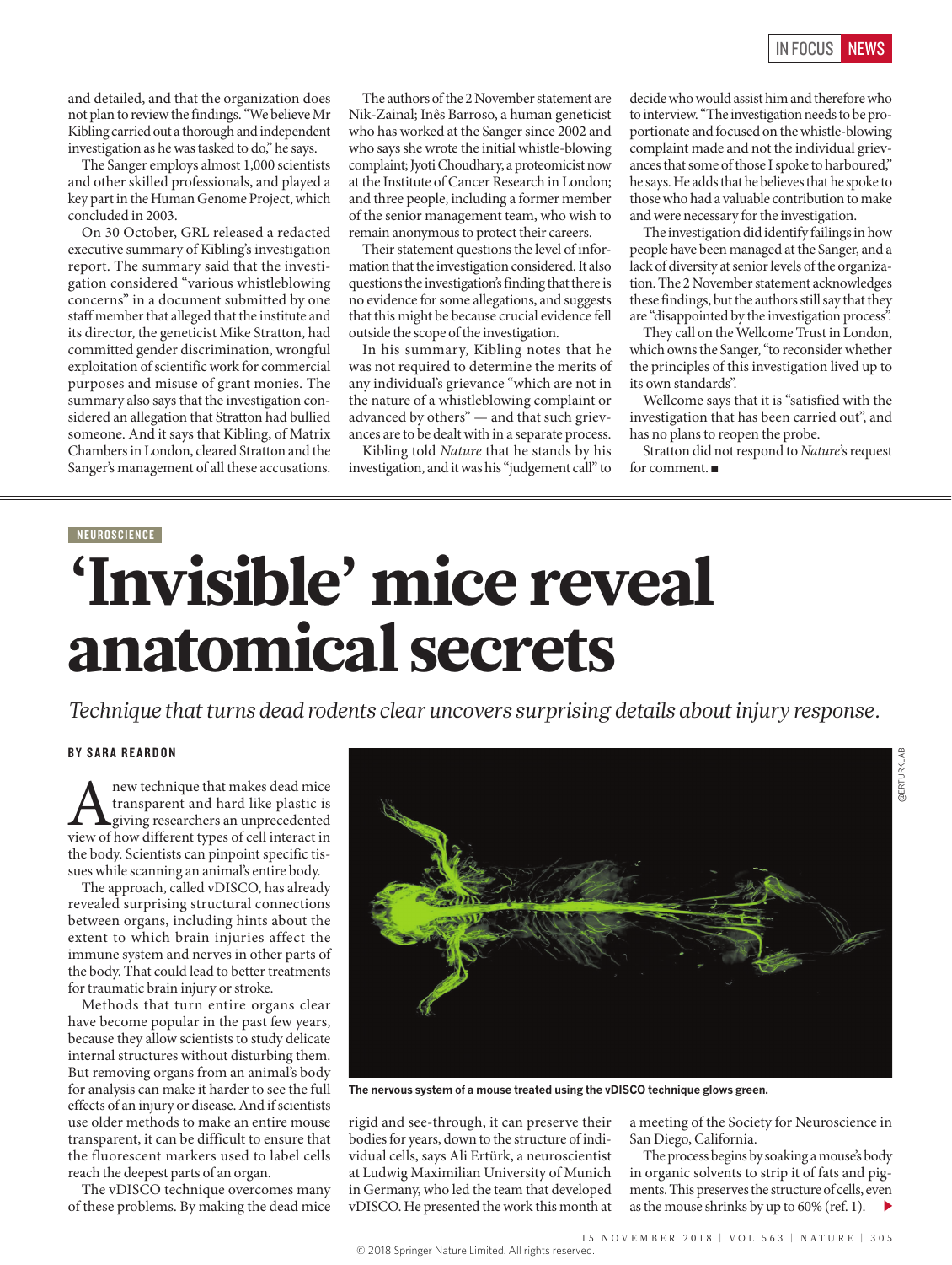and detailed, and that the organization does not plan to review the findings. "We believe Mr Kibling carried out a thorough and independent investigation as he was tasked to do," he says.

The Sanger employs almost 1,000 scientists and other skilled professionals, and played a key part in the Human Genome Project, which concluded in 2003.

On 30 October, GRL released a redacted executive summary of Kibling's investigation report. The summary said that the investigation considered "various whistleblowing concerns" in a document submitted by one staff member that alleged that the institute and its director, the geneticist Mike Stratton, had committed gender discrimination, wrongful exploitation of scientific work for commercial purposes and misuse of grant monies. The summary also says that the investigation considered an allegation that Stratton had bullied someone. And it says that Kibling, of Matrix Chambers in London, cleared Stratton and the Sanger's management of all these accusations.

The authors of the 2 November statement are Nik-Zainal; Inês Barroso, a human geneticist who has worked at the Sanger since 2002 and who says she wrote the initial whistle-blowing complaint; Jyoti Choudhary, a proteomicist now at the Institute of Cancer Research in London; and three people, including a former member of the senior management team, who wish to remain anonymous to protect their careers.

Their statement questions the level of information that the investigation considered. It also questions the investigation's finding that there is no evidence for some allegations, and suggests that this might be because crucial evidence fell outside the scope of the investigation.

In his summary, Kibling notes that he was not required to determine the merits of any individual's grievance "which are not in the nature of a whistleblowing complaint or advanced by others" — and that such grievances are to be dealt with in a separate process.

Kibling told *Nature* that he stands by his investigation, and it was his "judgement call" to decide who would assist him and therefore who to interview. "The investigation needs to be proportionate and focused on the whistle-blowing complaint made and not the individual grievances that some of those I spoke to harboured," he says. He adds that he believes that he spoke to those who had a valuable contribution to make and were necessary for the investigation.

The investigation did identify failings in how people have been managed at the Sanger, and a lack of diversity at senior levels of the organization. The 2 November statement acknowledges these findings, but the authors still say that they are "disappointed by the investigation process".

They call on the Wellcome Trust in London, which owns the Sanger, "to reconsider whether the principles of this investigation lived up to its own standards".

Wellcome says that it is "satisfied with the investigation that has been carried out", and has no plans to reopen the probe.

Stratton did not respond to *Nature*'s request for comment. ■

NEUROSCIENCE

# 'Invisible' mice reveal anatomical secrets

*Technique that turns dead rodents clear uncovers surprising details about injury response.*

**BY SARA REARDON**

A new technique that makes dead mice transparent and hard like plastic is giving researchers an unprecedented view of how different types of cell interact in the body. Scientists can pinpoint specific tissues while scanning an animal's entire body.

The approach, called vDISCO, has already revealed surprising structural connections between organs, including hints about the extent to which brain injuries affect the immune system and nerves in other parts of the body. That could lead to better treatments for traumatic brain injury or stroke.

Methods that turn entire organs clear have become popular in the past few years, because they allow scientists to study delicate internal structures without disturbing them. But removing organs from an animal's body for analysis can make it harder to see the full effects of an injury or disease. And if scientists use older methods to make an entire mouse transparent, it can be difficult to ensure that the fluorescent markers used to label cells reach the deepest parts of an organ.

The vDISCO technique overcomes many of these problems. By making the dead mice rigid and see-through, it can preserve their bodies for years, down to the structure of individual cells, says Ali Ertürk, a neuroscientist at Ludwig Maximilian University of Munich in Germany, who led the team that developed vDISCO. He presented the work this month at a meeting of the Society for Neuroscience in San Diego, California.

@ERTURKLAB

**The nervous system of a mouse treated using the vDISCO technique glows green.**

The process begins by soaking a mouse's body in organic solvents to strip it of fats and pigments. This preserves the structure of cells, even as the mouse shrinks by up to 60% (ref. 1). ▶